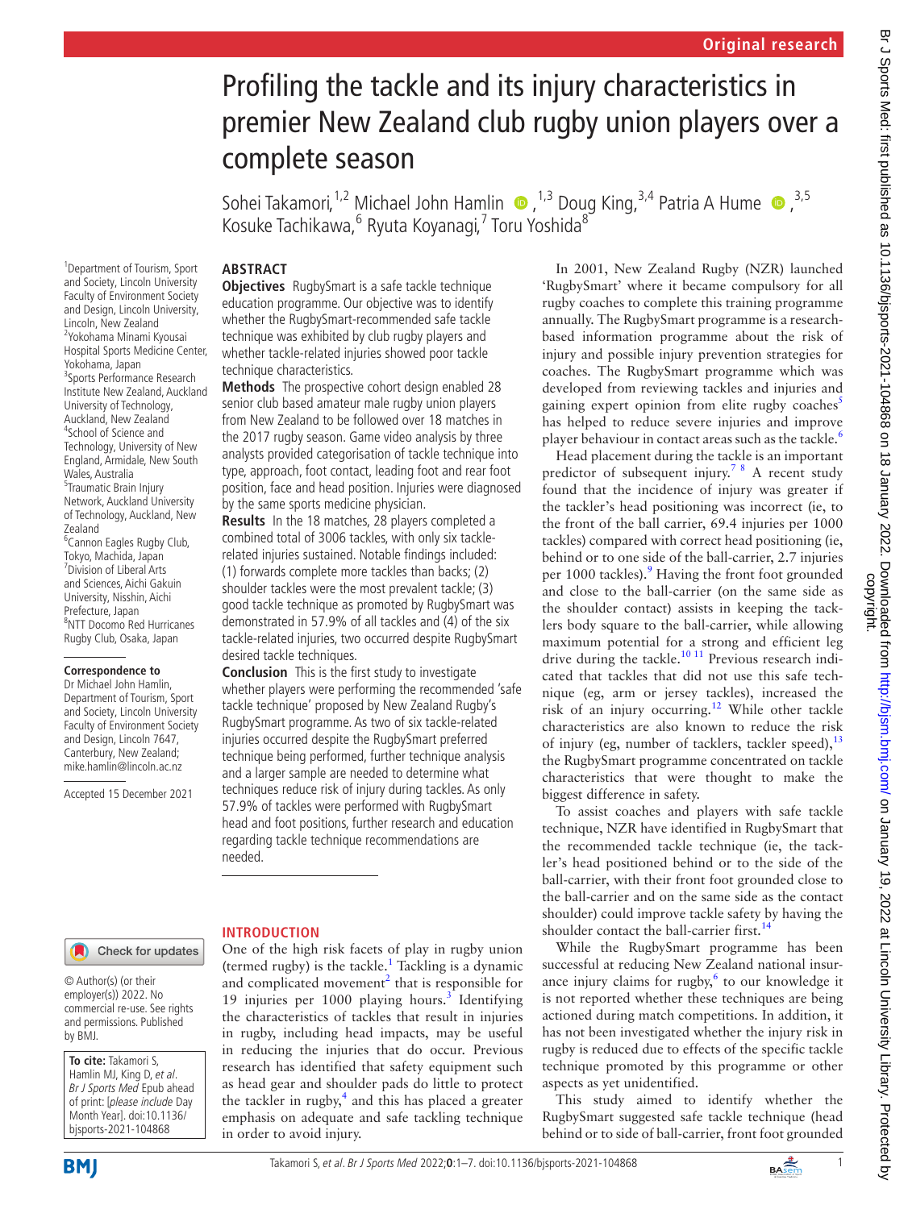Original research

# Profiling the tackle and its injury characteristics in premier New Zealand club rugby union players over a complete season

Sohei Takamori,[1,2] Michael John Hamlin,[1,3] Doug King,[3,4] Patria A Hume,[3,5] Kosuke Tachikawa,[6] Ryuta Koyanagi,[7] Toru Yoshida[8]

[1]Department of Tourism, Sport and Society, Lincoln University Faculty of Environment Society and Design, Lincoln University, Lincoln, New Zealand
[2]Yokohama Minami Kyousai Hospital Sports Medicine Center, Yokohama, Japan
[3]Sports Performance Research Institute New Zealand, Auckland University of Technology, Auckland, New Zealand
[4]School of Science and Technology, University of New England, Armidale, New South Wales, Australia
[5]Traumatic Brain Injury Network, Auckland University of Technology, Auckland, New Zealand
[6]Cannon Eagles Rugby Club, Tokyo, Machida, Japan
[7]Division of Liberal Arts and Sciences, Aichi Gakuin University, Nisshin, Aichi Prefecture, Japan
[8]NTT Docomo Red Hurricanes Rugby Club, Osaka, Japan

**Correspondence to**
Dr Michael John Hamlin, Department of Tourism, Sport and Society, Lincoln University Faculty of Environment Society and Design, Lincoln 7647, Canterbury, New Zealand; mike.hamlin@lincoln.ac.nz

Accepted 15 December 2021

© Author(s) (or their employer(s)) 2022. No commercial re-use. See rights and permissions. Published by BMJ.

**To cite:** Takamori S, Hamlin MJ, King D, *et al*. *Br J Sports Med* Epub ahead of print: [*please include* Day Month Year]. doi:10.1136/bjsports-2021-104868

## ABSTRACT

**Objectives** RugbySmart is a safe tackle technique education programme. Our objective was to identify whether the RugbySmart-recommended safe tackle technique was exhibited by club rugby players and whether tackle-related injuries showed poor tackle technique characteristics.

**Methods** The prospective cohort design enabled 28 senior club based amateur male rugby union players from New Zealand to be followed over 18 matches in the 2017 rugby season. Game video analysis by three analysts provided categorisation of tackle technique into type, approach, foot contact, leading foot and rear foot position, face and head position. Injuries were diagnosed by the same sports medicine physician.

**Results** In the 18 matches, 28 players completed a combined total of 3006 tackles, with only six tackle-related injuries sustained. Notable findings included: (1) forwards complete more tackles than backs; (2) shoulder tackles were the most prevalent tackle; (3) good tackle technique as promoted by RugbySmart was demonstrated in 57.9% of all tackles and (4) of the six tackle-related injuries, two occurred despite RugbySmart desired tackle techniques.

**Conclusion** This is the first study to investigate whether players were performing the recommended 'safe tackle technique' proposed by New Zealand Rugby's RugbySmart programme. As two of six tackle-related injuries occurred despite the RugbySmart preferred technique being performed, further technique analysis and a larger sample are needed to determine what techniques reduce risk of injury during tackles. As only 57.9% of tackles were performed with RugbySmart head and foot positions, further research and education regarding tackle technique recommendations are needed.

## INTRODUCTION

One of the high risk facets of play in rugby union (termed rugby) is the tackle.[1] Tackling is a dynamic and complicated movement[2] that is responsible for 19 injuries per 1000 playing hours.[3] Identifying the characteristics of tackles that result in injuries in rugby, including head impacts, may be useful in reducing the injuries that do occur. Previous research has identified that safety equipment such as head gear and shoulder pads do little to protect the tackler in rugby,[4] and this has placed a greater emphasis on adequate and safe tackling technique in order to avoid injury.

In 2001, New Zealand Rugby (NZR) launched 'RugbySmart' where it became compulsory for all rugby coaches to complete this training programme annually. The RugbySmart programme is a research-based information programme about the risk of injury and possible injury prevention strategies for coaches. The RugbySmart programme which was developed from reviewing tackles and injuries and gaining expert opinion from elite rugby coaches[5] has helped to reduce severe injuries and improve player behaviour in contact areas such as the tackle.[6]

Head placement during the tackle is an important predictor of subsequent injury.[7 8] A recent study found that the incidence of injury was greater if the tackler's head positioning was incorrect (ie, to the front of the ball carrier, 69.4 injuries per 1000 tackles) compared with correct head positioning (ie, behind or to one side of the ball-carrier, 2.7 injuries per 1000 tackles).[9] Having the front foot grounded and close to the ball-carrier (on the same side as the shoulder contact) assists in keeping the tacklers body square to the ball-carrier, while allowing maximum potential for a strong and efficient leg drive during the tackle.[10 11] Previous research indicated that tackles that did not use this safe technique (eg, arm or jersey tackles), increased the risk of an injury occurring.[12] While other tackle characteristics are also known to reduce the risk of injury (eg, number of tacklers, tackler speed),[13] the RugbySmart programme concentrated on tackle characteristics that were thought to make the biggest difference in safety.

To assist coaches and players with safe tackle technique, NZR have identified in RugbySmart that the recommended tackle technique (ie, the tackler's head positioned behind or to the side of the ball-carrier, with their front foot grounded close to the ball-carrier and on the same side as the contact shoulder) could improve tackle safety by having the shoulder contact the ball-carrier first.[14]

While the RugbySmart programme has been successful at reducing New Zealand national insurance injury claims for rugby,[6] to our knowledge it is not reported whether these techniques are being actioned during match competitions. In addition, it has not been investigated whether the injury risk in rugby is reduced due to effects of the specific tackle technique promoted by this programme or other aspects as yet unidentified.

This study aimed to identify whether the RugbySmart suggested safe tackle technique (head behind or to side of ball-carrier, front foot grounded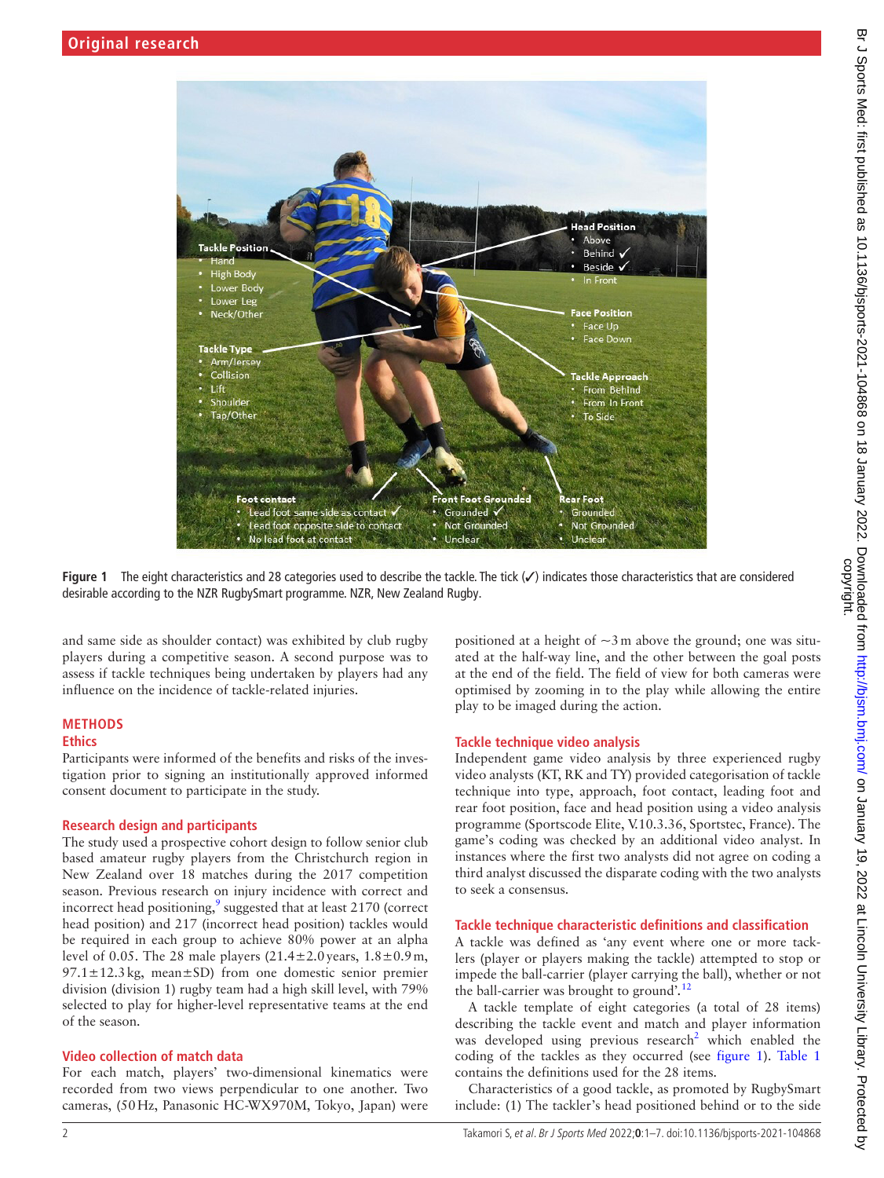Figure 1 The eight characteristics and 28 categories used to describe the tackle. The tick (✓) indicates those characteristics that are considered desirable according to the NZR RugbySmart programme. NZR, New Zealand Rugby.

and same side as shoulder contact) was exhibited by club rugby players during a competitive season. A second purpose was to assess if tackle techniques being undertaken by players had any influence on the incidence of tackle-related injuries.

## METHODS

### Ethics

Participants were informed of the benefits and risks of the investigation prior to signing an institutionally approved informed consent document to participate in the study.

### Research design and participants

The study used a prospective cohort design to follow senior club based amateur rugby players from the Christchurch region in New Zealand over 18 matches during the 2017 competition season. Previous research on injury incidence with correct and incorrect head positioning,[9] suggested that at least 2170 (correct head position) and 217 (incorrect head position) tackles would be required in each group to achieve 80% power at an alpha level of 0.05. The 28 male players (21.4±2.0 years, 1.8±0.9 m, 97.1±12.3 kg, mean±SD) from one domestic senior premier division (division 1) rugby team had a high skill level, with 79% selected to play for higher-level representative teams at the end of the season.

### Video collection of match data

For each match, players' two-dimensional kinematics were recorded from two views perpendicular to one another. Two cameras, (50 Hz, Panasonic HC-WX970M, Tokyo, Japan) were positioned at a height of ~3 m above the ground; one was situated at the half-way line, and the other between the goal posts at the end of the field. The field of view for both cameras were optimised by zooming in to the play while allowing the entire play to be imaged during the action.

### Tackle technique video analysis

Independent game video analysis by three experienced rugby video analysts (KT, RK and TY) provided categorisation of tackle technique into type, approach, foot contact, leading foot and rear foot position, face and head position using a video analysis programme (Sportscode Elite, V.10.3.36, Sportstec, France). The game's coding was checked by an additional video analyst. In instances where the first two analysts did not agree on coding a third analyst discussed the disparate coding with the two analysts to seek a consensus.

### Tackle technique characteristic definitions and classification

A tackle was defined as 'any event where one or more tacklers (player or players making the tackle) attempted to stop or impede the ball-carrier (player carrying the ball), whether or not the ball-carrier was brought to ground'.[12]

A tackle template of eight categories (a total of 28 items) describing the tackle event and match and player information was developed using previous research[2] which enabled the coding of the tackles as they occurred (see figure 1). Table 1 contains the definitions used for the 28 items.

Characteristics of a good tackle, as promoted by RugbySmart include: (1) The tackler's head positioned behind or to the side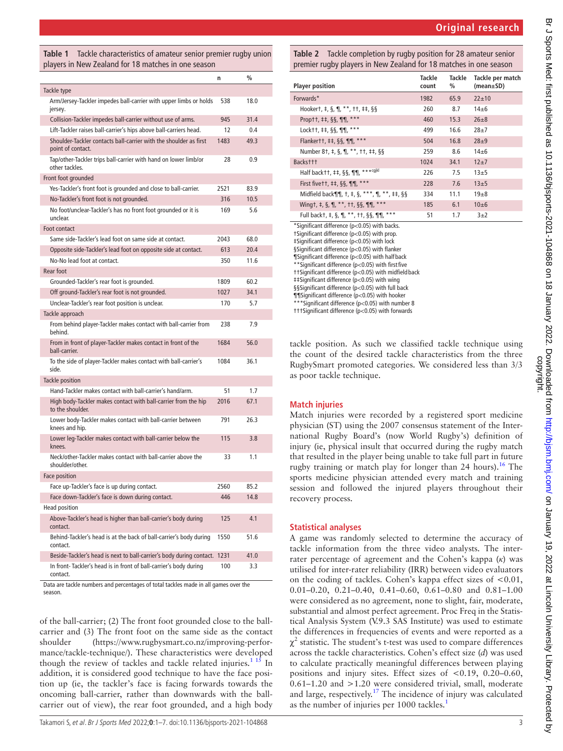**Table 1** Tackle characteristics of amateur senior premier rugby union players in New Zealand for 18 matches in one season

| | n | % |
|---|---|---|
| **Tackle type** | | |
| Arm/Jersey-Tackler impedes ball-carrier with upper limbs or holds jersey. | 538 | 18.0 |
| Collision-Tackler impedes ball-carrier without use of arms. | 945 | 31.4 |
| Lift-Tackler raises ball-carrier's hips above ball-carriers head. | 12 | 0.4 |
| Shoulder-Tackler contacts ball-carrier with the shoulder as first point of contact. | 1483 | 49.3 |
| Tap/other-Tackler trips ball-carrier with hand on lower limb/or other tackles. | 28 | 0.9 |
| **Front foot grounded** | | |
| Yes-Tackler's front foot is grounded and close to ball-carrier. | 2521 | 83.9 |
| No-Tackler's front foot is not grounded. | 316 | 10.5 |
| No foot/unclear-Tackler's has no front foot grounded or it is unclear. | 169 | 5.6 |
| **Foot contact** | | |
| Same side-Tackler's lead foot on same side at contact. | 2043 | 68.0 |
| Opposite side-Tackler's lead foot on opposite side at contact. | 613 | 20.4 |
| No-No lead foot at contact. | 350 | 11.6 |
| **Rear foot** | | |
| Grounded-Tackler's rear foot is grounded. | 1809 | 60.2 |
| Off ground-Tackler's rear foot is not grounded. | 1027 | 34.1 |
| Unclear-Tackler's rear foot position is unclear. | 170 | 5.7 |
| **Tackle approach** | | |
| From behind player-Tackler makes contact with ball-carrier from behind. | 238 | 7.9 |
| From in front of player-Tackler makes contact in front of the ball-carrier. | 1684 | 56.0 |
| To the side of player-Tackler makes contact with ball-carrier's side. | 1084 | 36.1 |
| **Tackle position** | | |
| Hand-Tackler makes contact with ball-carrier's hand/arm. | 51 | 1.7 |
| High body-Tackler makes contact with ball-carrier from the hip to the shoulder. | 2016 | 67.1 |
| Lower body-Tackler makes contact with ball-carrier between knees and hip. | 791 | 26.3 |
| Lower leg-Tackler makes contact with ball-carrier below the knees. | 115 | 3.8 |
| Neck/other-Tackler makes contact with ball-carrier above the shoulder/other. | 33 | 1.1 |
| **Face position** | | |
| Face up-Tackler's face is up during contact. | 2560 | 85.2 |
| Face down-Tackler's face is down during contact. | 446 | 14.8 |
| **Head position** | | |
| Above-Tackler's head is higher than ball-carrier's body during contact. | 125 | 4.1 |
| Behind-Tackler's head is at the back of ball-carrier's body during contact. | 1550 | 51.6 |
| Beside-Tackler's head is next to ball-carrier's body during contact. | 1231 | 41.0 |
| In front- Tackler's head is in front of ball-carrier's body during contact. | 100 | 3.3 |

Data are tackle numbers and percentages of total tackles made in all games over the season.

**Table 2** Tackle completion by rugby position for 28 amateur senior premier rugby players in New Zealand for 18 matches in one season

| Player position | Tackle count | Tackle % | Tackle per match (mean±SD) |
|---|---|---|---|
| Forwards* | 1982 | 65.9 | 22±10 |
| Hooker†, ‡, §, ¶, **, ††, ‡‡, §§ | 260 | 8.7 | 14±6 |
| Prop††, ‡‡, §§, ¶¶, *** | 460 | 15.3 | 26±8 |
| Lock††, ‡‡, §§, ¶¶, *** | 499 | 16.6 | 28±7 |
| Flanker††, ‡‡, §§, ¶¶, *** | 504 | 16.8 | 28±9 |
| Number 8†, ‡, §, ¶, **, ††, ‡‡, §§ | 259 | 8.6 | 14±6 |
| Backs††† | 1024 | 34.1 | 12±7 |
| Half back††, ‡‡, §§, ¶¶, ***cgjkl | 226 | 7.5 | 13±5 |
| First five††, ‡‡, §§, ¶¶, *** | 228 | 7.6 | 13±5 |
| Midfield back¶¶, †, ‡, §, ***, ¶, **, ‡‡, §§ | 334 | 11.1 | 19±8 |
| Wing†, ‡, §, ¶, **, ††, §§, ¶¶, *** | 185 | 6.1 | 10±6 |
| Full back†, ‡, §, ¶, **, ††, §§, ¶¶, *** | 51 | 1.7 | 3±2 |

*Significant difference (p<0.05) with backs.
†Significant difference (p<0.05) with prop.
‡Significant difference (p<0.05) with lock
§Significant difference (p<0.05) with flanker
¶Significant difference (p<0.05) with half back
**Significant difference (p<0.05) with first five
††Significant difference (p<0.05) with midfield back
‡‡Significant difference (p<0.05) with wing
§§Significant difference (p<0.05) with full back
¶¶Significant difference (p<0.05) with hooker
***Significant difference (p<0.05) with number 8
†††Significant difference (p<0.05) with forwards

of the ball-carrier; (2) The front foot grounded close to the ball-carrier and (3) The front foot on the same side as the contact shoulder (https://www.rugbysmart.co.nz/improving-performance/tackle-technique/). These characteristics were developed though the review of tackles and tackle related injuries.[1,15] In addition, it is considered good technique to have the face position up (ie, the tackler's face is facing forwards towards the oncoming ball-carrier, rather than downwards with the ball-carrier out of view), the rear foot grounded, and a high body tackle position. As such we classified tackle technique using the count of the desired tackle characteristics from the three RugbySmart promoted categories. We considered less than 3/3 as poor tackle technique.

## Match injuries

Match injuries were recorded by a registered sport medicine physician (ST) using the 2007 consensus statement of the International Rugby Board's (now World Rugby's) definition of injury (ie, physical insult that occurred during the rugby match that resulted in the player being unable to take full part in future rugby training or match play for longer than 24 hours).[16] The sports medicine physician attended every match and training session and followed the injured players throughout their recovery process.

## Statistical analyses

A game was randomly selected to determine the accuracy of tackle information from the three video analysts. The inter-rater percentage of agreement and the Cohen's kappa ($\kappa$) was utilised for inter-rater reliability (IRR) between video evaluators on the coding of tackles. Cohen's kappa effect sizes of <0.01, 0.01–0.20, 0.21–0.40, 0.41–0.60, 0.61–0.80 and 0.81–1.00 were considered as no agreement, none to slight, fair, moderate, substantial and almost perfect agreement. Proc Freq in the Statistical Analysis System (V.9.3 SAS Institute) was used to estimate the differences in frequencies of events and were reported as a $\chi^2$ statistic. The student's t-test was used to compare differences across the tackle characteristics. Cohen's effect size ($d$) was used to calculate practically meaningful differences between playing positions and injury sites. Effect sizes of <0.19, 0.20–0.60, 0.61–1.20 and >1.20 were considered trivial, small, moderate and large, respectively.[17] The incidence of injury was calculated as the number of injuries per 1000 tackles.[1]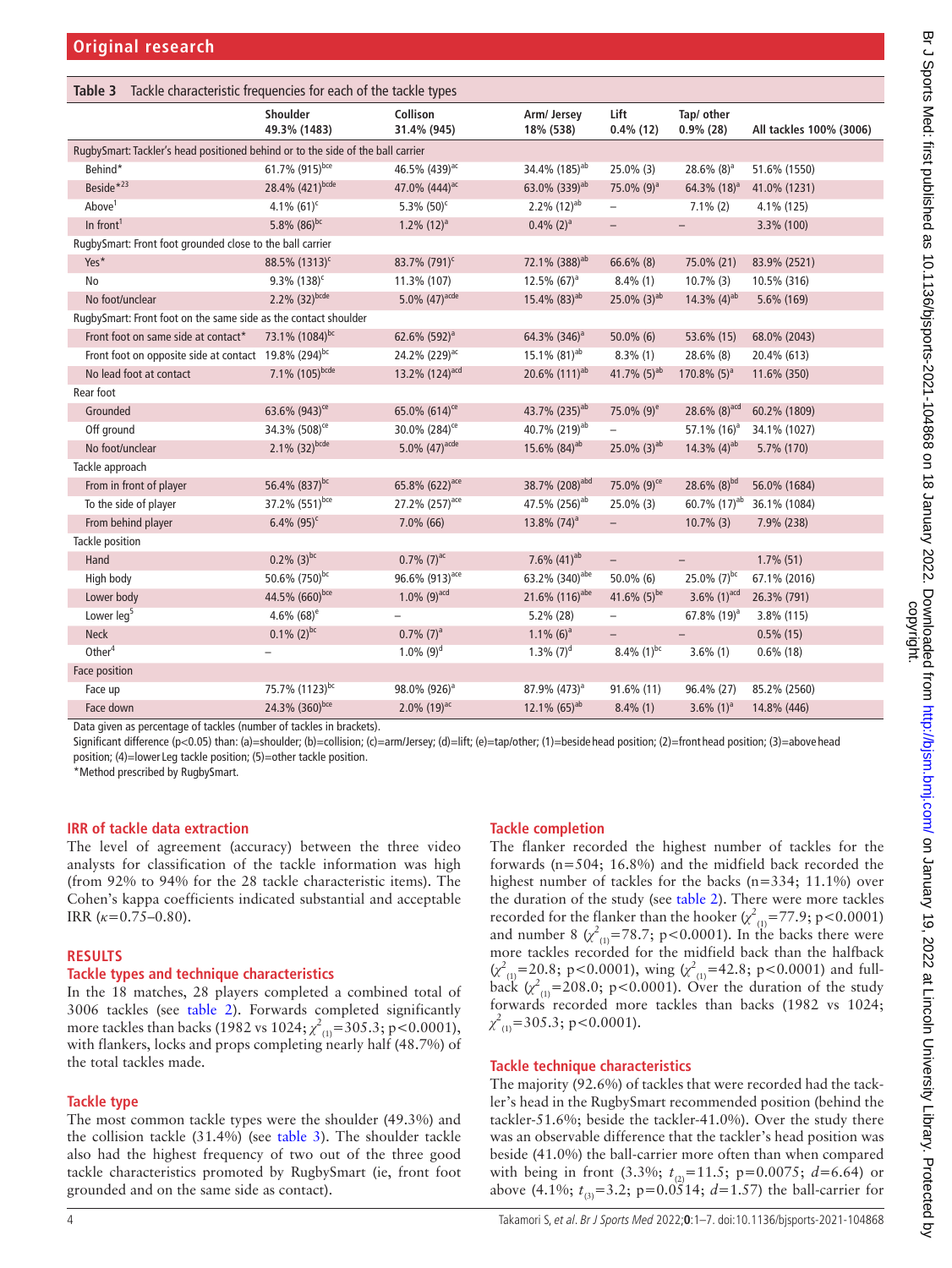**Table 3** Tackle characteristic frequencies for each of the tackle types

| | Shoulder 49.3% (1483) | Collison 31.4% (945) | Arm/ Jersey 18% (538) | Lift 0.4% (12) | Tap/ other 0.9% (28) | All tackles 100% (3006) |
|---|---|---|---|---|---|---|
| RugbySmart: Tackler's head positioned behind or to the side of the ball carrier | | | | | | |
| Behind* | 61.7% (915)[bce] | 46.5% (439)[ac] | 34.4% (185)[ab] | 25.0% (3) | 28.6% (8)[a] | 51.6% (1550) |
| Beside*[23] | 28.4% (421)[bcde] | 47.0% (444)[ac] | 63.0% (339)[ab] | 75.0% (9)[a] | 64.3% (18)[a] | 41.0% (1231) |
| Above[1] | 4.1% (61)[c] | 5.3% (50)[c] | 2.2% (12)[ab] | – | 7.1% (2) | 4.1% (125) |
| In front[1] | 5.8% (86)[bc] | 1.2% (12)[a] | 0.4% (2)[a] | – | – | 3.3% (100) |
| RugbySmart: Front foot grounded close to the ball carrier | | | | | | |
| Yes* | 88.5% (1313)[c] | 83.7% (791)[c] | 72.1% (388)[ab] | 66.6% (8) | 75.0% (21) | 83.9% (2521) |
| No | 9.3% (138)[c] | 11.3% (107) | 12.5% (67)[a] | 8.4% (1) | 10.7% (3) | 10.5% (316) |
| No foot/unclear | 2.2% (32)[bcde] | 5.0% (47)[acde] | 15.4% (83)[ab] | 25.0% (3)[ab] | 14.3% (4)[ab] | 5.6% (169) |
| RugbySmart: Front foot on the same side as the contact shoulder | | | | | | |
| Front foot on same side at contact* | 73.1% (1084)[bc] | 62.6% (592)[a] | 64.3% (346)[a] | 50.0% (6) | 53.6% (15) | 68.0% (2043) |
| Front foot on opposite side at contact | 19.8% (294)[bc] | 24.2% (229)[ac] | 15.1% (81)[ab] | 8.3% (1) | 28.6% (8) | 20.4% (613) |
| No lead foot at contact | 7.1% (105)[bcde] | 13.2% (124)[acd] | 20.6% (111)[ab] | 41.7% (5)[ab] | 170.8% (5)[a] | 11.6% (350) |
| Rear foot | | | | | | |
| Grounded | 63.6% (943)[ce] | 65.0% (614)[ce] | 43.7% (235)[ab] | 75.0% (9)[e] | 28.6% (8)[acd] | 60.2% (1809) |
| Off ground | 34.3% (508)[ce] | 30.0% (284)[ce] | 40.7% (219)[ab] | – | 57.1% (16)[a] | 34.1% (1027) |
| No foot/unclear | 2.1% (32)[bcde] | 5.0% (47)[acde] | 15.6% (84)[ab] | 25.0% (3)[ab] | 14.3% (4)[ab] | 5.7% (170) |
| Tackle approach | | | | | | |
| From in front of player | 56.4% (837)[bc] | 65.8% (622)[ace] | 38.7% (208)[abd] | 75.0% (9)[ce] | 28.6% (8)[bd] | 56.0% (1684) |
| To the side of player | 37.2% (551)[bce] | 27.2% (257)[ace] | 47.5% (256)[ab] | 25.0% (3) | 60.7% (17)[ab] | 36.1% (1084) |
| From behind player | 6.4% (95)[c] | 7.0% (66) | 13.8% (74)[a] | – | 10.7% (3) | 7.9% (238) |
| Tackle position | | | | | | |
| Hand | 0.2% (3)[bc] | 0.7% (7)[ac] | 7.6% (41)[ab] | – | – | 1.7% (51) |
| High body | 50.6% (750)[bc] | 96.6% (913)[ace] | 63.2% (340)[abe] | 50.0% (6) | 25.0% (7)[bc] | 67.1% (2016) |
| Lower body | 44.5% (660)[bce] | 1.0% (9)[acd] | 21.6% (116)[abe] | 41.6% (5)[be] | 3.6% (1)[acd] | 26.3% (791) |
| Lower leg[5] | 4.6% (68)[e] | – | 5.2% (28) | – | 67.8% (19)[a] | 3.8% (115) |
| Neck | 0.1% (2)[bc] | 0.7% (7)[a] | 1.1% (6)[a] | – | – | 0.5% (15) |
| Other[4] | – | 1.0% (9)[d] | 1.3% (7)[d] | 8.4% (1)[bc] | 3.6% (1) | 0.6% (18) |
| Face position | | | | | | |
| Face up | 75.7% (1123)[bc] | 98.0% (926)[a] | 87.9% (473)[a] | 91.6% (11) | 96.4% (27) | 85.2% (2560) |
| Face down | 24.3% (360)[bce] | 2.0% (19)[ac] | 12.1% (65)[ab] | 8.4% (1) | 3.6% (1)[a] | 14.8% (446) |

Data given as percentage of tackles (number of tackles in brackets).

Significant difference (p<0.05) than: (a)=shoulder; (b)=collision; (c)=arm/Jersey; (d)=lift; (e)=tap/other; (1)=beside head position; (2)=front head position; (3)=above head position; (4)=lower Leg tackle position; (5)=other tackle position.

*Method prescribed by RugbySmart.

### IRR of tackle data extraction

The level of agreement (accuracy) between the three video analysts for classification of the tackle information was high (from 92% to 94% for the 28 tackle characteristic items). The Cohen's kappa coefficients indicated substantial and acceptable IRR ($\kappa$=0.75–0.80).

## RESULTS

### Tackle types and technique characteristics

In the 18 matches, 28 players completed a combined total of 3006 tackles (see table 2). Forwards completed significantly more tackles than backs (1982 vs 1024; $\chi^2_{(1)}=305.3$; p<0.0001), with flankers, locks and props completing nearly half (48.7%) of the total tackles made.

### Tackle type

The most common tackle types were the shoulder (49.3%) and the collision tackle (31.4%) (see table 3). The shoulder tackle also had the highest frequency of two out of the three good tackle characteristics promoted by RugbySmart (ie, front foot grounded and on the same side as contact).

### Tackle completion

The flanker recorded the highest number of tackles for the forwards (n=504; 16.8%) and the midfield back recorded the highest number of tackles for the backs (n=334; 11.1%) over the duration of the study (see table 2). There were more tackles recorded for the flanker than the hooker ($\chi^2_{(1)}=77.9$; p<0.0001) and number 8 ($\chi^2_{(1)}=78.7$; p<0.0001). In the backs there were more tackles recorded for the midfield back than the halfback ($\chi^2_{(1)}=20.8$; p<0.0001), wing ($\chi^2_{(1)}=42.8$; p<0.0001) and fullback ($\chi^2_{(1)}=208.0$; p<0.0001). Over the duration of the study forwards recorded more tackles than backs (1982 vs 1024; $\chi^2_{(1)}=305.3$; p<0.0001).

### Tackle technique characteristics

The majority (92.6%) of tackles that were recorded had the tackler's head in the RugbySmart recommended position (behind the tackler-51.6%; beside the tackler-41.0%). Over the study there was an observable difference that the tackler's head position was beside (41.0%) the ball-carrier more often than when compared with being in front (3.3%; $t_{(2)}=11.5$; p=0.0075; $d$=6.64) or above (4.1%; $t_{(3)}=3.2$; p=0.0514; $d$=1.57) the ball-carrier for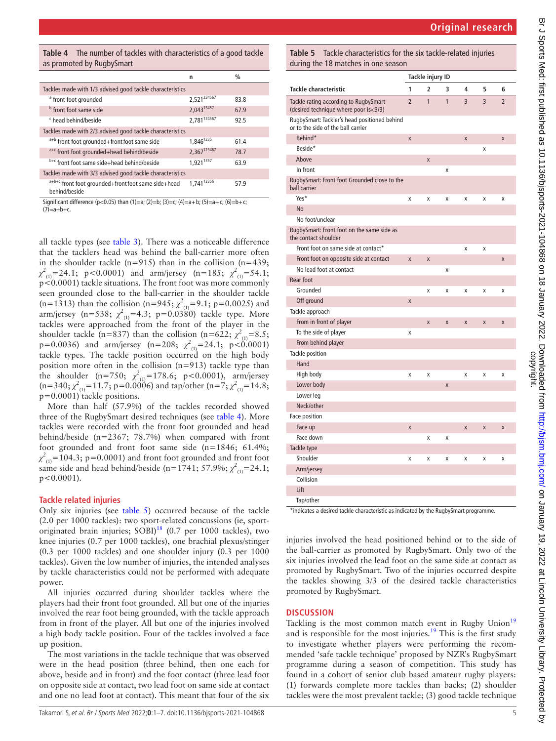**Table 4** The number of tackles with characteristics of a good tackle as promoted by RugbySmart

| | n | % |
|---|---|---|
| Tackles made with 1/3 advised good tackle characteristics | | |
| [a] front foot grounded | 2,521[234567] | 83.8 |
| [b] front foot same side | 2,043[13457] | 67.9 |
| [c] head behind/beside | 2,781[124567] | 92.5 |
| Tackles made with 2/3 advised good tackle characteristics | | |
| [a+b] front foot grounded+front foot same side | 1,846[1235] | 61.4 |
| [a+c] front foot grounded+head behind/beside | 2,367[123467] | 78.7 |
| [b+c] front foot same side+head behind/beside | 1,921[1357] | 63.9 |
| Tackles made with 3/3 advised good tackle characteristics | | |
| [a+b+c] front foot grounded+front foot same side+head behind/beside | 1,741[12356] | 57.9 |

Significant difference (p<0.05) than (1)=a; (2)=b; (3)=c; (4)=a+b; (5)=a+c; (6)=b+c; (7)=a+b+c.

all tackle types (see table 3). There was a noticeable difference that the tacklers head was behind the ball-carrier more often in the shoulder tackle (n=915) than in the collision (n=439; $\chi^2_{(1)}$=24.1; p<0.0001) and arm/jersey (n=185; $\chi^2_{(1)}$=54.1; p<0.0001) tackle situations. The front foot was more commonly seen grounded close to the ball-carrier in the shoulder tackle (n=1313) than the collision (n=945; $\chi^2_{(1)}$=9.1; p=0.0025) and arm/jersey (n=538; $\chi^2_{(1)}$=4.3; p=0.0380) tackle type. More tackles were approached from the front of the player in the shoulder tackle (n=837) than the collision (n=622; $\chi^2_{(1)}$=8.5; p=0.0036) and arm/jersey (n=208; $\chi^2_{(1)}$=24.1; p<0.0001) tackle types. The tackle position occurred on the high body position more often in the collision (n=913) tackle type than the shoulder (n=750; $\chi^2_{(1)}$=178.6; p<0.0001), arm/jersey (n=340; $\chi^2_{(1)}$=11.7; p=0.0006) and tap/other (n=7; $\chi^2_{(1)}$=14.8; p=0.0001) tackle positions.

More than half (57.9%) of the tackles recorded showed three of the RugbySmart desired techniques (see table 4). More tackles were recorded with the front foot grounded and head behind/beside (n=2367; 78.7%) when compared with front foot grounded and front foot same side (n=1846; 61.4%; $\chi^2_{(1)}$=104.3; p=0.0001) and front foot grounded and front foot same side and head behind/beside (n=1741; 57.9%; $\chi^2_{(1)}$=24.1; p<0.0001).

### Tackle related injuries

Only six injuries (see table 5) occurred because of the tackle (2.0 per 1000 tackles): two sport-related concussions (ie, sport-originated brain injuries; SOBI)[18] (0.7 per 1000 tackles), two knee injuries (0.7 per 1000 tackles), one brachial plexus/stinger (0.3 per 1000 tackles) and one shoulder injury (0.3 per 1000 tackles). Given the low number of injuries, the intended analyses by tackle characteristics could not be performed with adequate power.

All injuries occurred during shoulder tackles where the players had their front foot grounded. All but one of the injuries involved the rear foot being grounded, with the tackle approach from in front of the player. All but one of the injuries involved a high body tackle position. Four of the tackles involved a face up position.

The most variations in the tackle technique that was observed were in the head position (three behind, then one each for above, beside and in front) and the foot contact (three lead foot on opposite side at contact, two lead foot on same side at contact and one no lead foot at contact). This meant that four of the six injuries involved the head positioned behind or to the side of the ball-carrier as promoted by RugbySmart. Only two of the six injuries involved the lead foot on the same side at contact as promoted by RugbySmart. Two of the injuries occurred despite the tackles showing 3/3 of the desired tackle characteristics promoted by RugbySmart.

**Table 5** Tackle characteristics for the six tackle-related injuries during the 18 matches in one season

| | Tackle injury ID | | | | | |
|---|---|---|---|---|---|---|
| Tackle characteristic | 1 | 2 | 3 | 4 | 5 | 6 |
| Tackle rating according to RugbySmart (desired technique where poor is<3/3) | 2 | 1 | 1 | 3 | 3 | 2 |
| RugbySmart: Tackler's head positioned behind or to the side of the ball carrier | | | | | | |
| Behind* | x | | | x | | x |
| Beside* | | | | | x | |
| Above | | x | | | | |
| In front | | | x | | | |
| RugbySmart: Front foot Grounded close to the ball carrier | | | | | | |
| Yes* | x | x | x | x | x | x |
| No | | | | | | |
| No foot/unclear | | | | | | |
| RugbySmart: Front foot on the same side as the contact shoulder | | | | | | |
| Front foot on same side at contact* | | | | x | x | |
| Front foot on opposite side at contact | x | x | | | | x |
| No lead foot at contact | | | x | | | |
| Rear foot | | | | | | |
| Grounded | | x | x | x | x | x |
| Off ground | x | | | | | |
| Tackle approach | | | | | | |
| From in front of player | | x | x | x | x | x |
| To the side of player | x | | | | | |
| From behind player | | | | | | |
| Tackle position | | | | | | |
| Hand | | | | | | |
| High body | x | x | | x | x | x |
| Lower body | | | x | | | |
| Lower leg | | | | | | |
| Neck/other | | | | | | |
| Face position | | | | | | |
| Face up | x | | | x | x | x |
| Face down | | x | x | | | |
| Tackle type | | | | | | |
| Shoulder | x | x | x | x | x | x |
| Arm/jersey | | | | | | |
| Collision | | | | | | |
| Lift | | | | | | |
| Tap/other | | | | | | |

*indicates a desired tackle characteristic as indicated by the RugbySmart programme.

## DISCUSSION

Tackling is the most common match event in Rugby Union[19] and is responsible for the most injuries.[19] This is the first study to investigate whether players were performing the recommended 'safe tackle technique' proposed by NZR's RugbySmart programme during a season of competition. This study has found in a cohort of senior club based amateur rugby players: (1) forwards complete more tackles than backs; (2) shoulder tackles were the most prevalent tackle; (3) good tackle technique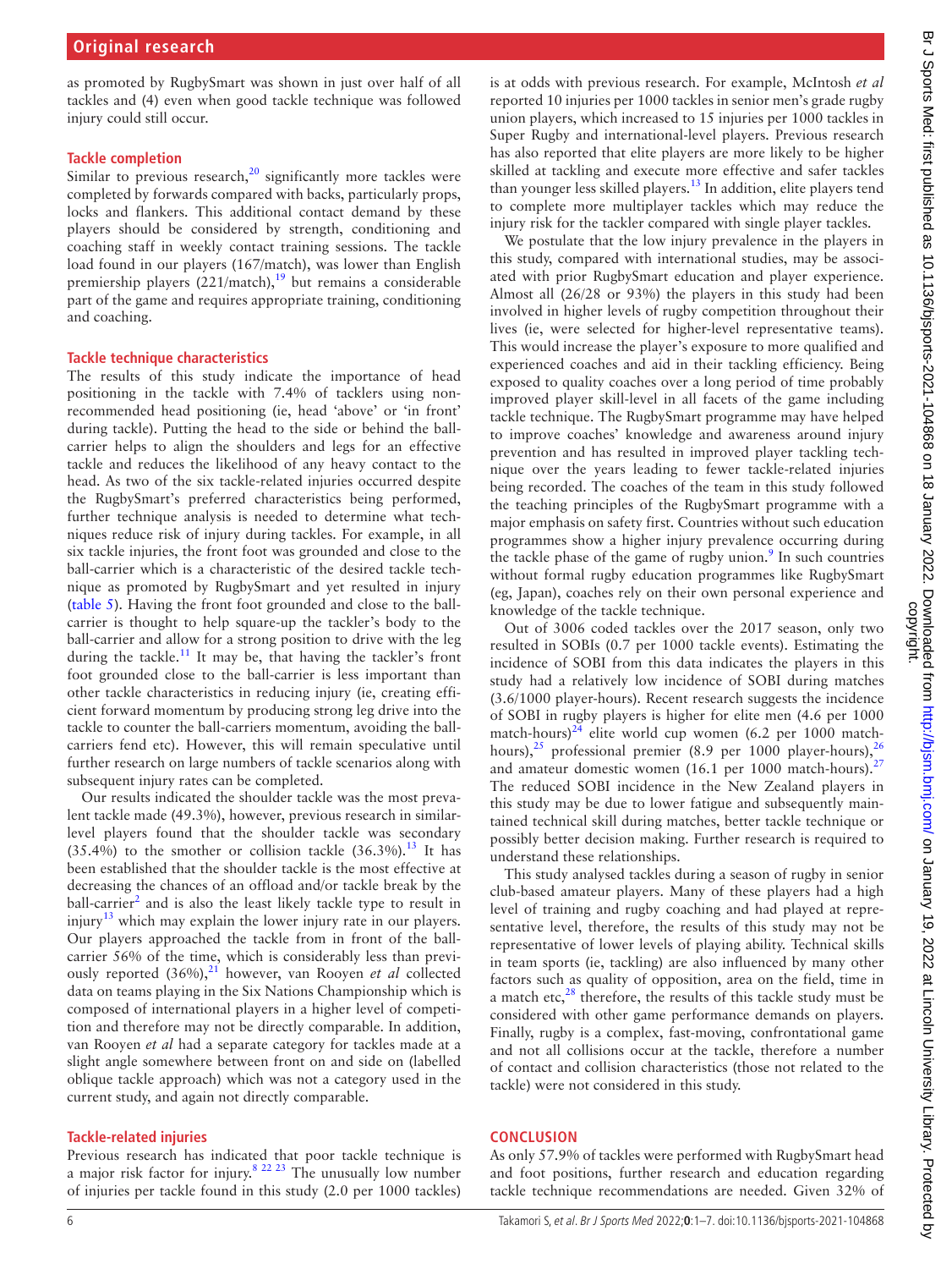as promoted by RugbySmart was shown in just over half of all tackles and (4) even when good tackle technique was followed injury could still occur.

### Tackle completion

Similar to previous research,[20] significantly more tackles were completed by forwards compared with backs, particularly props, locks and flankers. This additional contact demand by these players should be considered by strength, conditioning and coaching staff in weekly contact training sessions. The tackle load found in our players (167/match), was lower than English premiership players (221/match),[19] but remains a considerable part of the game and requires appropriate training, conditioning and coaching.

### Tackle technique characteristics

The results of this study indicate the importance of head positioning in the tackle with 7.4% of tacklers using non-recommended head positioning (ie, head 'above' or 'in front' during tackle). Putting the head to the side or behind the ball-carrier helps to align the shoulders and legs for an effective tackle and reduces the likelihood of any heavy contact to the head. As two of the six tackle-related injuries occurred despite the RugbySmart's preferred characteristics being performed, further technique analysis is needed to determine what techniques reduce risk of injury during tackles. For example, in all six tackle injuries, the front foot was grounded and close to the ball-carrier which is a characteristic of the desired tackle technique as promoted by RugbySmart and yet resulted in injury (table 5). Having the front foot grounded and close to the ball-carrier is thought to help square-up the tackler's body to the ball-carrier and allow for a strong position to drive with the leg during the tackle.[11] It may be, that having the tackler's front foot grounded close to the ball-carrier is less important than other tackle characteristics in reducing injury (ie, creating efficient forward momentum by producing strong leg drive into the tackle to counter the ball-carriers momentum, avoiding the ball-carriers fend etc). However, this will remain speculative until further research on large numbers of tackle scenarios along with subsequent injury rates can be completed.

Our results indicated the shoulder tackle was the most prevalent tackle made (49.3%), however, previous research in similar-level players found that the shoulder tackle was secondary (35.4%) to the smother or collision tackle (36.3%).[13] It has been established that the shoulder tackle is the most effective at decreasing the chances of an offload and/or tackle break by the ball-carrier[2] and is also the least likely tackle type to result in injury[13] which may explain the lower injury rate in our players. Our players approached the tackle from in front of the ball-carrier 56% of the time, which is considerably less than previously reported (36%),[21] however, van Rooyen *et al* collected data on teams playing in the Six Nations Championship which is composed of international players in a higher level of competition and therefore may not be directly comparable. In addition, van Rooyen *et al* had a separate category for tackles made at a slight angle somewhere between front on and side on (labelled oblique tackle approach) which was not a category used in the current study, and again not directly comparable.

### Tackle-related injuries

Previous research has indicated that poor tackle technique is a major risk factor for injury.[8 22 23] The unusually low number of injuries per tackle found in this study (2.0 per 1000 tackles) is at odds with previous research. For example, McIntosh *et al* reported 10 injuries per 1000 tackles in senior men's grade rugby union players, which increased to 15 injuries per 1000 tackles in Super Rugby and international-level players. Previous research has also reported that elite players are more likely to be higher skilled at tackling and execute more effective and safer tackles than younger less skilled players.[13] In addition, elite players tend to complete more multiplayer tackles which may reduce the injury risk for the tackler compared with single player tackles.

We postulate that the low injury prevalence in the players in this study, compared with international studies, may be associated with prior RugbySmart education and player experience. Almost all (26/28 or 93%) the players in this study had been involved in higher levels of rugby competition throughout their lives (ie, were selected for higher-level representative teams). This would increase the player's exposure to more qualified and experienced coaches and aid in their tackling efficiency. Being exposed to quality coaches over a long period of time probably improved player skill-level in all facets of the game including tackle technique. The RugbySmart programme may have helped to improve coaches' knowledge and awareness around injury prevention and has resulted in improved player tackling technique over the years leading to fewer tackle-related injuries being recorded. The coaches of the team in this study followed the teaching principles of the RugbySmart programme with a major emphasis on safety first. Countries without such education programmes show a higher injury prevalence occurring during the tackle phase of the game of rugby union.[9] In such countries without formal rugby education programmes like RugbySmart (eg, Japan), coaches rely on their own personal experience and knowledge of the tackle technique.

Out of 3006 coded tackles over the 2017 season, only two resulted in SOBIs (0.7 per 1000 tackle events). Estimating the incidence of SOBI from this data indicates the players in this study had a relatively low incidence of SOBI during matches (3.6/1000 player-hours). Recent research suggests the incidence of SOBI in rugby players is higher for elite men (4.6 per 1000 match-hours)[24] elite world cup women (6.2 per 1000 match-hours),[25] professional premier (8.9 per 1000 player-hours),[26] and amateur domestic women (16.1 per 1000 match-hours).[27] The reduced SOBI incidence in the New Zealand players in this study may be due to lower fatigue and subsequently maintained technical skill during matches, better tackle technique or possibly better decision making. Further research is required to understand these relationships.

This study analysed tackles during a season of rugby in senior club-based amateur players. Many of these players had a high level of training and rugby coaching and had played at representative level, therefore, the results of this study may not be representative of lower levels of playing ability. Technical skills in team sports (ie, tackling) are also influenced by many other factors such as quality of opposition, area on the field, time in a match etc,[28] therefore, the results of this tackle study must be considered with other game performance demands on players. Finally, rugby is a complex, fast-moving, confrontational game and not all collisions occur at the tackle, therefore a number of contact and collision characteristics (those not related to the tackle) were not considered in this study.

## CONCLUSION

As only 57.9% of tackles were performed with RugbySmart head and foot positions, further research and education regarding tackle technique recommendations are needed. Given 32% of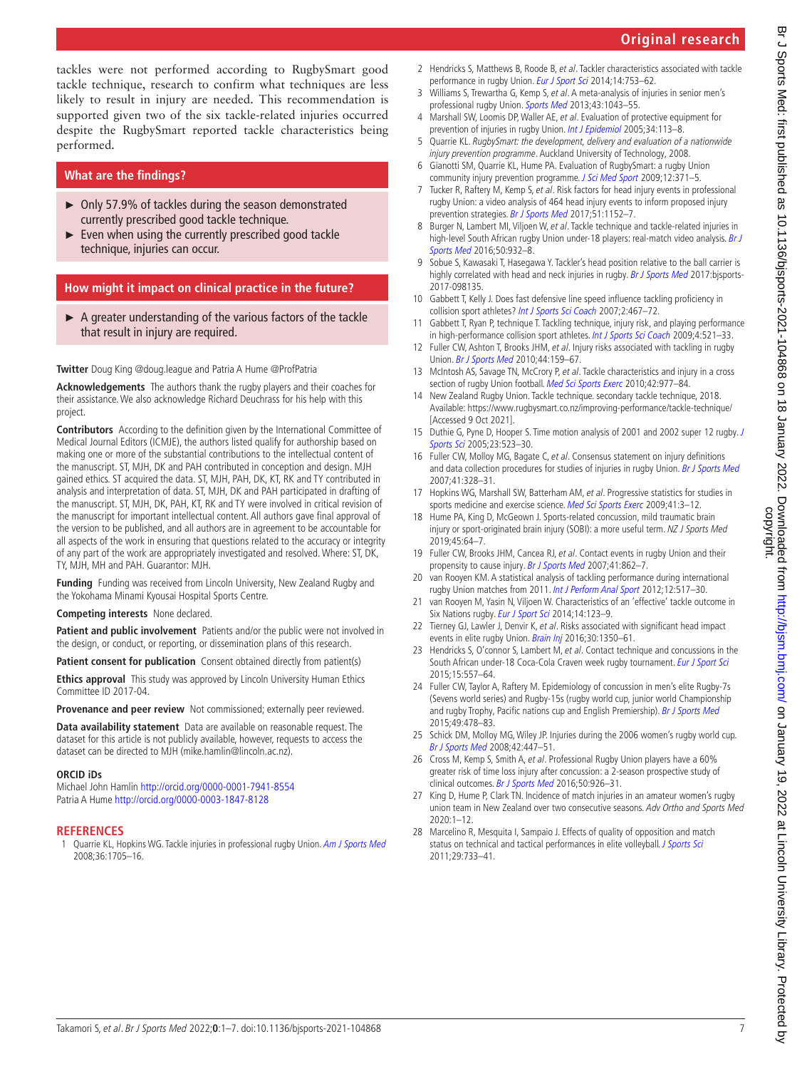tackles were not performed according to RugbySmart good tackle technique, research to confirm what techniques are less likely to result in injury are needed. This recommendation is supported given two of the six tackle-related injuries occurred despite the RugbySmart reported tackle characteristics being performed.

## What are the findings?

- ► Only 57.9% of tackles during the season demonstrated currently prescribed good tackle technique.
- ► Even when using the currently prescribed good tackle technique, injuries can occur.

## How might it impact on clinical practice in the future?

- ► A greater understanding of the various factors of the tackle that result in injury are required.

**Twitter** Doug King @doug.league and Patria A Hume @ProfPatria

**Acknowledgements** The authors thank the rugby players and their coaches for their assistance. We also acknowledge Richard Deuchrass for his help with this project.

**Contributors** According to the definition given by the International Committee of Medical Journal Editors (ICMJE), the authors listed qualify for authorship based on making one or more of the substantial contributions to the intellectual content of the manuscript. ST, MJH, DK and PAH contributed in conception and design. MJH gained ethics. ST acquired the data. ST, MJH, PAH, DK, KT, RK and TY contributed in analysis and interpretation of data. ST, MJH, DK and PAH participated in drafting of the manuscript. ST, MJH, DK, PAH, KT, RK and TY were involved in critical revision of the manuscript for important intellectual content. All authors gave final approval of the version to be published, and all authors are in agreement to be accountable for all aspects of the work in ensuring that questions related to the accuracy or integrity of any part of the work are appropriately investigated and resolved. Where: ST, DK, TY, MJH, MH and PAH. Guarantor: MJH.

**Funding** Funding was received from Lincoln University, New Zealand Rugby and the Yokohama Minami Kyousai Hospital Sports Centre.

**Competing interests** None declared.

**Patient and public involvement** Patients and/or the public were not involved in the design, or conduct, or reporting, or dissemination plans of this research.

**Patient consent for publication** Consent obtained directly from patient(s)

**Ethics approval** This study was approved by Lincoln University Human Ethics Committee ID 2017-04.

**Provenance and peer review** Not commissioned; externally peer reviewed.

**Data availability statement** Data are available on reasonable request. The dataset for this article is not publicly available, however, requests to access the dataset can be directed to MJH (mike.hamlin@lincoln.ac.nz).

### ORCID iDs

Michael John Hamlin http://orcid.org/0000-0001-7941-8554
Patria A Hume http://orcid.org/0000-0003-1847-8128

## REFERENCES

1. Quarrie KL, Hopkins WG. Tackle injuries in professional rugby Union. *Am J Sports Med* 2008;36:1705–16.
2. Hendricks S, Matthews B, Roode B, *et al*. Tackler characteristics associated with tackle performance in rugby Union. *Eur J Sport Sci* 2014;14:753–62.
3. Williams S, Trewartha G, Kemp S, *et al*. A meta-analysis of injuries in senior men's professional rugby Union. *Sports Med* 2013;43:1043–55.
4. Marshall SW, Loomis DP, Waller AE, *et al*. Evaluation of protective equipment for prevention of injuries in rugby Union. *Int J Epidemiol* 2005;34:113–8.
5. Quarrie KL. *RugbySmart: the development, delivery and evaluation of a nationwide injury prevention programme*. Auckland University of Technology, 2008.
6. Gianotti SM, Quarrie KL, Hume PA. Evaluation of RugbySmart: a rugby Union community injury prevention programme. *J Sci Med Sport* 2009;12:371–5.
7. Tucker R, Raftery M, Kemp S, *et al*. Risk factors for head injury events in professional rugby Union: a video analysis of 464 head injury events to inform proposed injury prevention strategies. *Br J Sports Med* 2017;51:1152–7.
8. Burger N, Lambert MI, Viljoen W, *et al*. Tackle technique and tackle-related injuries in high-level South African rugby Union under-18 players: real-match video analysis. *Br J Sports Med* 2016;50:932–8.
9. Sobue S, Kawasaki T, Hasegawa Y. Tackler's head position relative to the ball carrier is highly correlated with head and neck injuries in rugby. *Br J Sports Med* 2017:bjsports-2017-098135.
10. Gabbett T, Kelly J. Does fast defensive line speed influence tackling proficiency in collision sport athletes? *Int J Sports Sci Coach* 2007;2:467–72.
11. Gabbett T, Ryan P, technique T. Tackling technique, injury risk, and playing performance in high-performance collision sport athletes. *Int J Sports Sci Coach* 2009;4:521–33.
12. Fuller CW, Ashton T, Brooks JHM, *et al*. Injury risks associated with tackling in rugby Union. *Br J Sports Med* 2010;44:159–67.
13. McIntosh AS, Savage TN, McCrory P, *et al*. Tackle characteristics and injury in a cross section of rugby Union football. *Med Sci Sports Exerc* 2010;42:977–84.
14. New Zealand Rugby Union. Tackle technique. secondary tackle technique, 2018. Available: https://www.rugbysmart.co.nz/improving-performance/tackle-technique/ [Accessed 9 Oct 2021].
15. Duthie G, Pyne D, Hooper S. Time motion analysis of 2001 and 2002 super 12 rugby. *J Sports Sci* 2005;23:523–30.
16. Fuller CW, Molloy MG, Bagate C, *et al*. Consensus statement on injury definitions and data collection procedures for studies of injuries in rugby Union. *Br J Sports Med* 2007;41:328–31.
17. Hopkins WG, Marshall SW, Batterham AM, *et al*. Progressive statistics for studies in sports medicine and exercise science. *Med Sci Sports Exerc* 2009;41:3–12.
18. Hume PA, King D, McGeown J. Sports-related concussion, mild traumatic brain injury or sport-originated brain injury (SOBI): a more useful term. *NZ J Sports Med* 2019;45:64–7.
19. Fuller CW, Brooks JHM, Cancea RJ, *et al*. Contact events in rugby Union and their propensity to cause injury. *Br J Sports Med* 2007;41:862–7.
20. van Rooyen KM. A statistical analysis of tackling performance during international rugby Union matches from 2011. *Int J Perform Anal Sport* 2012;12:517–30.
21. van Rooyen M, Yasin N, Viljoen W. Characteristics of an 'effective' tackle outcome in Six Nations rugby. *Eur J Sport Sci* 2014;14:123–9.
22. Tierney GJ, Lawler J, Denvir K, *et al*. Risks associated with significant head impact events in elite rugby Union. *Brain Inj* 2016;30:1350–61.
23. Hendricks S, O'connor S, Lambert M, *et al*. Contact technique and concussions in the South African under-18 Coca-Cola Craven week rugby tournament. *Eur J Sport Sci* 2015;15:557–64.
24. Fuller CW, Taylor A, Raftery M. Epidemiology of concussion in men's elite Rugby-7s (Sevens world series) and Rugby-15s (rugby world cup, junior world Championship and rugby Trophy, Pacific nations cup and English Premiership). *Br J Sports Med* 2015;49:478–83.
25. Schick DM, Molloy MG, Wiley JP. Injuries during the 2006 women's rugby world cup. *Br J Sports Med* 2008;42:447–51.
26. Cross M, Kemp S, Smith A, *et al*. Professional Rugby Union players have a 60% greater risk of time loss injury after concussion: a 2-season prospective study of clinical outcomes. *Br J Sports Med* 2016;50:926–31.
27. King D, Hume P, Clark TN. Incidence of match injuries in an amateur women's rugby union team in New Zealand over two consecutive seasons. *Adv Ortho and Sports Med* 2020:1–12.
28. Marcelino R, Mesquita I, Sampaio J. Effects of quality of opposition and match status on technical and tactical performances in elite volleyball. *J Sports Sci* 2011;29:733–41.